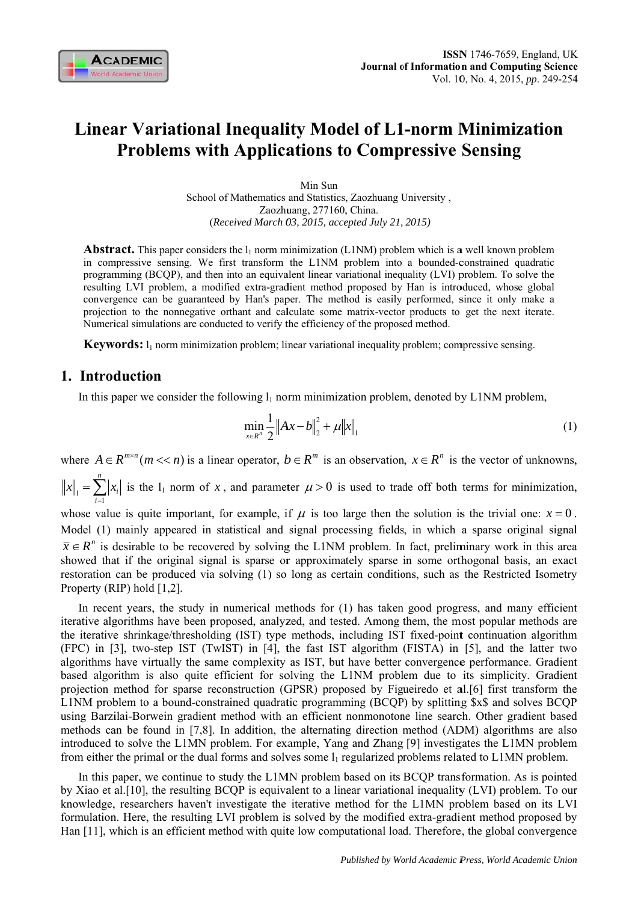# Linear Variational Inequality Model of L1-norm Minimization Problems with Applications to Compressive Sensing

Min Sun

School of Mathematics and Statistics, Zaozhuang University ,
Zaozhuang, 277160, China.

(*Received March 03, 2015, accepted July 21, 2015)*

**Abstract.** This paper considers the $l_1$ norm minimization (L1NM) problem which is a well known problem in compressive sensing. We first transform the L1NM problem into a bounded-constrained quadratic programming (BCQP), and then into an equivalent linear variational inequality (LVI) problem. To solve the resulting LVI problem, a modified extra-gradient method proposed by Han is introduced, whose global convergence can be guaranteed by Han's paper. The method is easily performed, since it only make a projection to the nonnegative orthant and calculate some matrix-vector products to get the next iterate. Numerical simulations are conducted to verify the efficiency of the proposed method.

**Keywords:** $l_1$ norm minimization problem; linear variational inequality problem; compressive sensing.

## 1. Introduction

In this paper we consider the following $l_1$ norm minimization problem, denoted by L1NM problem,

$$\min_{x\in R^n} \frac{1}{2}\|Ax-b\|_2^2 + \mu\|x\|_1 \tag{1}$$

where $A\in R^{m\times n}(m << n)$ is a linear operator, $b\in R^m$ is an observation, $x\in R^n$ is the vector of unknowns, $\|x\|_1 = \sum_{i=1}^{n}|x_i|$ is the $l_1$ norm of $x$, and parameter $\mu > 0$ is used to trade off both terms for minimization, whose value is quite important, for example, if $\mu$ is too large then the solution is the trivial one: $x = 0$. Model (1) mainly appeared in statistical and signal processing fields, in which a sparse original signal $\bar{x}\in R^n$ is desirable to be recovered by solving the L1NM problem. In fact, preliminary work in this area showed that if the original signal is sparse or approximately sparse in some orthogonal basis, an exact restoration can be produced via solving (1) so long as certain conditions, such as the Restricted Isometry Property (RIP) hold [1,2].

In recent years, the study in numerical methods for (1) has taken good progress, and many efficient iterative algorithms have been proposed, analyzed, and tested. Among them, the most popular methods are the iterative shrinkage/thresholding (IST) type methods, including IST fixed-point continuation algorithm (FPC) in [3], two-step IST (TwIST) in [4], the fast IST algorithm (FISTA) in [5], and the latter two algorithms have virtually the same complexity as IST, but have better convergence performance. Gradient based algorithm is also quite efficient for solving the L1NM problem due to its simplicity. Gradient projection method for sparse reconstruction (GPSR) proposed by Figueiredo et al.[6] first transform the L1NM problem to a bound-constrained quadratic programming (BCQP) by splitting $x$ and solves BCQP using Barzilai-Borwein gradient method with an efficient nonmonotone line search. Other gradient based methods can be found in [7,8]. In addition, the alternating direction method (ADM) algorithms are also introduced to solve the L1MN problem. For example, Yang and Zhang [9] investigates the L1MN problem from either the primal or the dual forms and solves some $l_1$ regularized problems related to L1MN problem.

In this paper, we continue to study the L1MN problem based on its BCQP transformation. As is pointed by Xiao et al.[10], the resulting BCQP is equivalent to a linear variational inequality (LVI) problem. To our knowledge, researchers haven't investigate the iterative method for the L1MN problem based on its LVI formulation. Here, the resulting LVI problem is solved by the modified extra-gradient method proposed by Han [11], which is an efficient method with quite low computational load. Therefore, the global convergence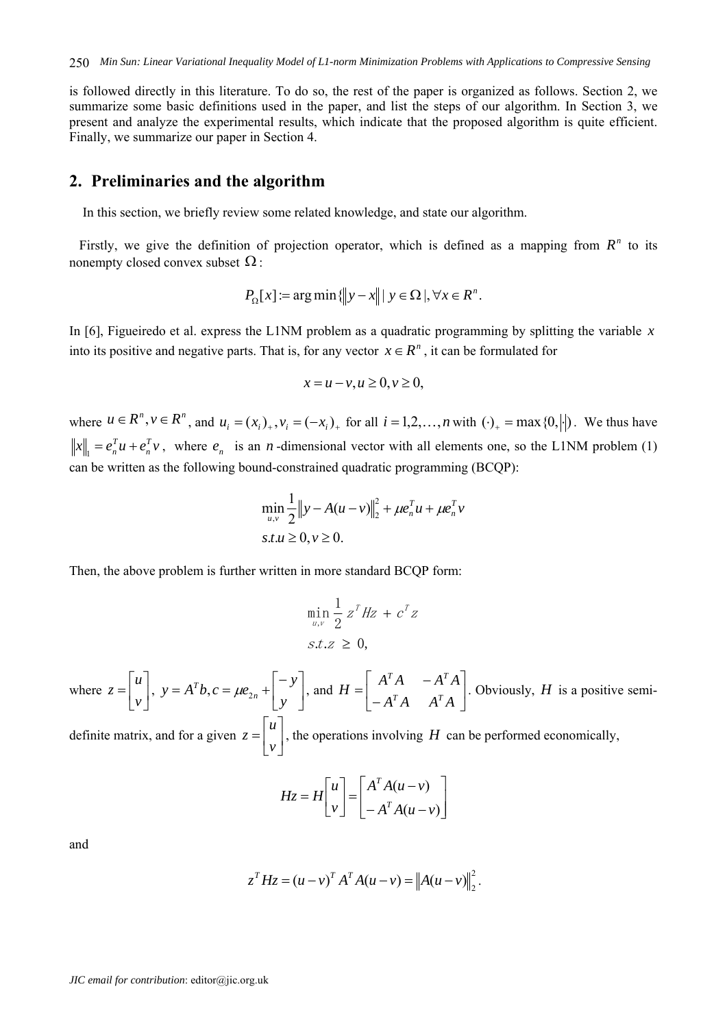is followed directly in this literature. To do so, the rest of the paper is organized as follows. Section 2, we summarize some basic definitions used in the paper, and list the steps of our algorithm. In Section 3, we present and analyze the experimental results, which indicate that the proposed algorithm is quite efficient. Finally, we summarize our paper in Section 4.

## 2. Preliminaries and the algorithm

In this section, we briefly review some related knowledge, and state our algorithm.

Firstly, we give the definition of projection operator, which is defined as a mapping from $R^n$ to its nonempty closed convex subset $\Omega$:

$$P_{\Omega}[x] := \arg\min\{\|y - x\| \mid y \in \Omega\}, \forall x \in R^n.$$

In [6], Figueiredo et al. express the L1NM problem as a quadratic programming by splitting the variable $x$ into its positive and negative parts. That is, for any vector $x \in R^n$, it can be formulated for

$$x = u - v, u \geq 0, v \geq 0,$$

where $u \in R^n, v \in R^n$, and $u_i = (x_i)_+, v_i = (-x_i)_+$ for all $i = 1, 2, \ldots, n$ with $(\cdot)_+ = \max\{0, |\cdot|\}$. We thus have $\|x\|_1 = e_n^T u + e_n^T v$, where $e_n$ is an $n$-dimensional vector with all elements one, so the L1NM problem (1) can be written as the following bound-constrained quadratic programming (BCQP):

$$\min_{u,v} \frac{1}{2}\|y - A(u - v)\|_2^2 + \mu e_n^T u + \mu e_n^T v$$
$$s.t. u \geq 0, v \geq 0.$$

Then, the above problem is further written in more standard BCQP form:

$$\min_{u,v} \frac{1}{2} z^T H z + c^T z$$
$$s.t. z \geq 0,$$

where $z = \begin{bmatrix} u \\ v \end{bmatrix}$, $y = A^T b, c = \mu e_{2n} + \begin{bmatrix} -y \\ y \end{bmatrix}$, and $H = \begin{bmatrix} A^T A & -A^T A \\ -A^T A & A^T A \end{bmatrix}$. Obviously, $H$ is a positive semi-definite matrix, and for a given $z = \begin{bmatrix} u \\ v \end{bmatrix}$, the operations involving $H$ can be performed economically,

$$Hz = H\begin{bmatrix} u \\ v \end{bmatrix} = \begin{bmatrix} A^T A(u - v) \\ -A^T A(u - v) \end{bmatrix}$$

and

$$z^T H z = (u - v)^T A^T A(u - v) = \|A(u - v)\|_2^2.$$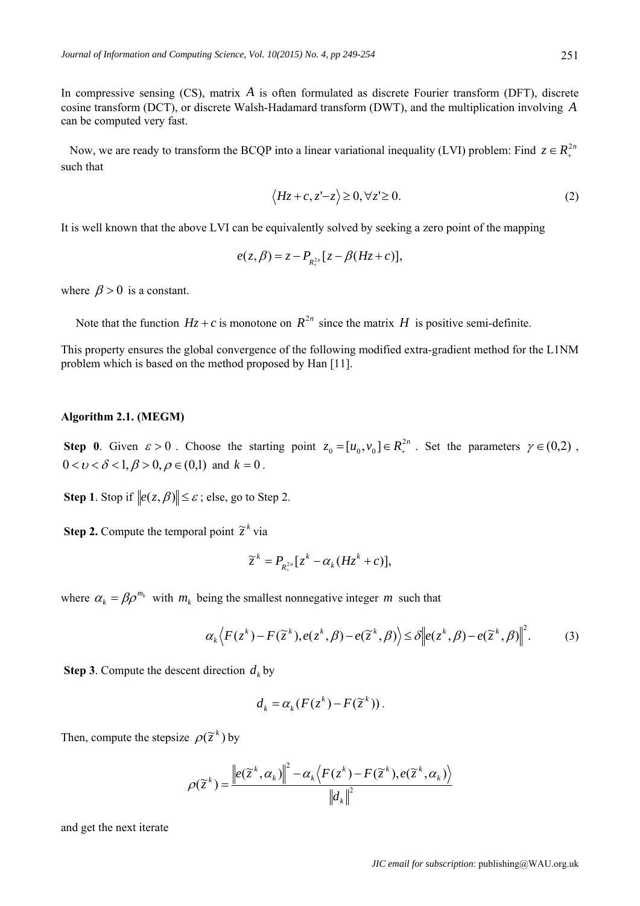In compressive sensing (CS), matrix $A$ is often formulated as discrete Fourier transform (DFT), discrete cosine transform (DCT), or discrete Walsh-Hadamard transform (DWT), and the multiplication involving $A$ can be computed very fast.

Now, we are ready to transform the BCQP into a linear variational inequality (LVI) problem: Find $z \in R_+^{2n}$ such that

$$\langle Hz + c, z' - z \rangle \geq 0, \forall z' \geq 0. \tag{2}$$

It is well known that the above LVI can be equivalently solved by seeking a zero point of the mapping

$$e(z, \beta) = z - P_{R_+^{2n}}[z - \beta(Hz + c)],$$

where $\beta > 0$ is a constant.

Note that the function $Hz + c$ is monotone on $R^{2n}$ since the matrix $H$ is positive semi-definite.

This property ensures the global convergence of the following modified extra-gradient method for the L1NM problem which is based on the method proposed by Han [11].

**Algorithm 2.1. (MEGM)**

**Step 0**. Given $\varepsilon > 0$. Choose the starting point $z_0 = [u_0, v_0] \in R_+^{2n}$. Set the parameters $\gamma \in (0,2)$, $0 < \upsilon < \delta < 1, \beta > 0, \rho \in (0,1)$ and $k = 0$.

**Step 1**. Stop if $\|e(z, \beta)\| \leq \varepsilon$; else, go to Step 2.

**Step 2.** Compute the temporal point $\tilde{z}^k$ via

$$\tilde{z}^k = P_{R_+^{2n}}[z^k - \alpha_k(Hz^k + c)],$$

where $\alpha_k = \beta\rho^{m_k}$ with $m_k$ being the smallest nonnegative integer $m$ such that

$$\alpha_k \left\langle F(z^k) - F(\tilde{z}^k), e(z^k, \beta) - e(\tilde{z}^k, \beta) \right\rangle \leq \delta \left\| e(z^k, \beta) - e(\tilde{z}^k, \beta) \right\|^2. \tag{3}$$

**Step 3**. Compute the descent direction $d_k$ by

$$d_k = \alpha_k(F(z^k) - F(\tilde{z}^k)).$$

Then, compute the stepsize $\rho(\tilde{z}^k)$ by

$$\rho(\tilde{z}^k) = \frac{\left\| e(\tilde{z}^k, \alpha_k) \right\|^2 - \alpha_k \left\langle F(z^k) - F(\tilde{z}^k), e(\tilde{z}^k, \alpha_k) \right\rangle}{\|d_k\|^2}$$

and get the next iterate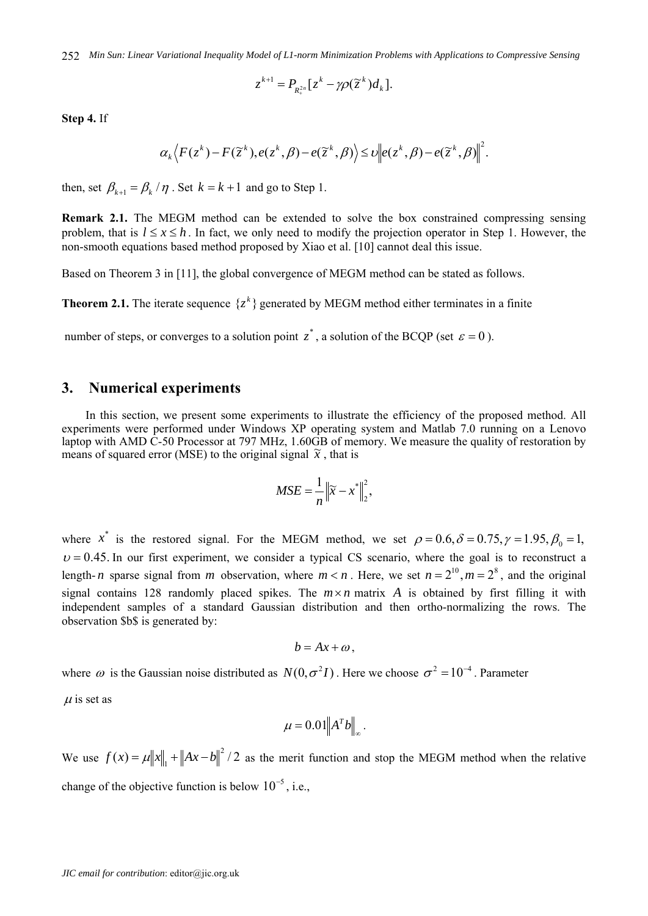$$z^{k+1} = P_{R_+^{2n}}[z^k - \gamma\rho(\tilde{z}^k)d_k].$$

**Step 4.** If

$$\alpha_k \left\langle F(z^k) - F(\tilde{z}^k), e(z^k, \beta) - e(\tilde{z}^k, \beta) \right\rangle \le \upsilon \left\| e(z^k, \beta) - e(\tilde{z}^k, \beta) \right\|^2.$$

then, set $\beta_{k+1} = \beta_k / \eta$ . Set $k = k+1$ and go to Step 1.

**Remark 2.1.** The MEGM method can be extended to solve the box constrained compressing sensing problem, that is $l \le x \le h$. In fact, we only need to modify the projection operator in Step 1. However, the non-smooth equations based method proposed by Xiao et al. [10] cannot deal this issue.

Based on Theorem 3 in [11], the global convergence of MEGM method can be stated as follows.

**Theorem 2.1.** The iterate sequence $\{z^k\}$ generated by MEGM method either terminates in a finite number of steps, or converges to a solution point $z^*$, a solution of the BCQP (set $\varepsilon = 0$ ).

## 3. Numerical experiments

In this section, we present some experiments to illustrate the efficiency of the proposed method. All experiments were performed under Windows XP operating system and Matlab 7.0 running on a Lenovo laptop with AMD C-50 Processor at 797 MHz, 1.60GB of memory. We measure the quality of restoration by means of squared error (MSE) to the original signal $\tilde{x}$ , that is

$$MSE = \frac{1}{n} \left\| \tilde{x} - x^* \right\|_2^2,$$

where $x^*$ is the restored signal. For the MEGM method, we set $\rho = 0.6, \delta = 0.75, \gamma = 1.95, \beta_0 = 1,$ $\upsilon = 0.45.$ In our first experiment, we consider a typical CS scenario, where the goal is to reconstruct a length-$n$ sparse signal from $m$ observation, where $m < n$ . Here, we set $n = 2^{10}, m = 2^8$, and the original signal contains 128 randomly placed spikes. The $m \times n$ matrix $A$ is obtained by first filling it with independent samples of a standard Gaussian distribution and then ortho-normalizing the rows. The observation $b$ is generated by:

$$b = Ax + \omega,$$

where $\omega$ is the Gaussian noise distributed as $N(0, \sigma^2 I)$ . Here we choose $\sigma^2 = 10^{-4}$ . Parameter $\mu$ is set as

$$\mu = 0.01 \left\| A^T b \right\|_\infty.$$

We use $f(x) = \mu \|x\|_1 + \|Ax - b\|^2 / 2$ as the merit function and stop the MEGM method when the relative change of the objective function is below $10^{-5}$, i.e.,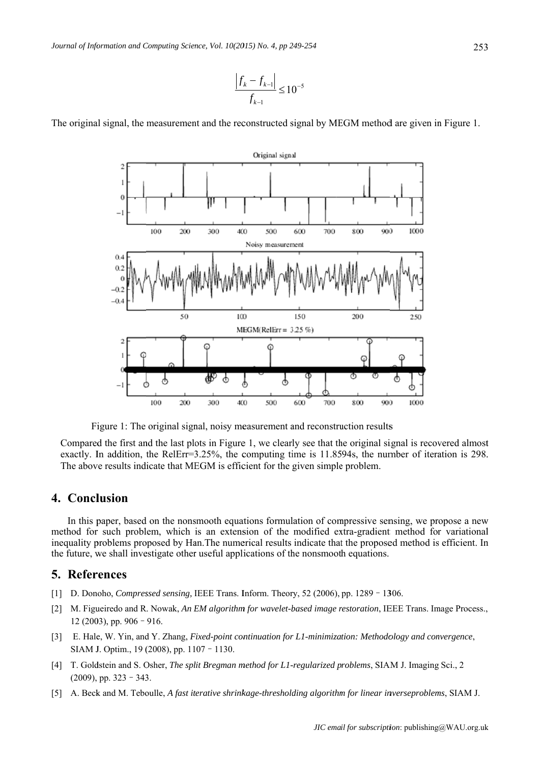$$\frac{|f_k - f_{k-1}|}{f_{k-1}} \le 10^{-5}$$

The original signal, the measurement and the reconstructed signal by MEGM method are given in Figure 1.

Figure 1: The original signal, noisy measurement and reconstruction results

Compared the first and the last plots in Figure 1, we clearly see that the original signal is recovered almost exactly. In addition, the RelErr=3.25%, the computing time is 11.8594s, the number of iteration is 298. The above results indicate that MEGM is efficient for the given simple problem.

# 4. Conclusion

In this paper, based on the nonsmooth equations formulation of compressive sensing, we propose a new method for such problem, which is an extension of the modified extra-gradient method for variational inequality problems proposed by Han.The numerical results indicate that the proposed method is efficient. In the future, we shall investigate other useful applications of the nonsmooth equations.

# 5. References

[1] D. Donoho, *Compressed sensing,* IEEE Trans. Inform. Theory, 52 (2006), pp. 1289–1306.

[2] M. Figueiredo and R. Nowak, *An EM algorithm for wavelet-based image restoration*, IEEE Trans. Image Process., 12 (2003), pp. 906–916.

[3] E. Hale, W. Yin, and Y. Zhang, *Fixed-point continuation for L1-minimization: Methodology and convergence*, SIAM J. Optim., 19 (2008), pp. 1107–1130.

[4] T. Goldstein and S. Osher, *The split Bregman method for L1-regularized problems*, SIAM J. Imaging Sci., 2 (2009), pp. 323–343.

[5] A. Beck and M. Teboulle, *A fast iterative shrinkage-thresholding algorithm for linear inverseproblems*, SIAM J.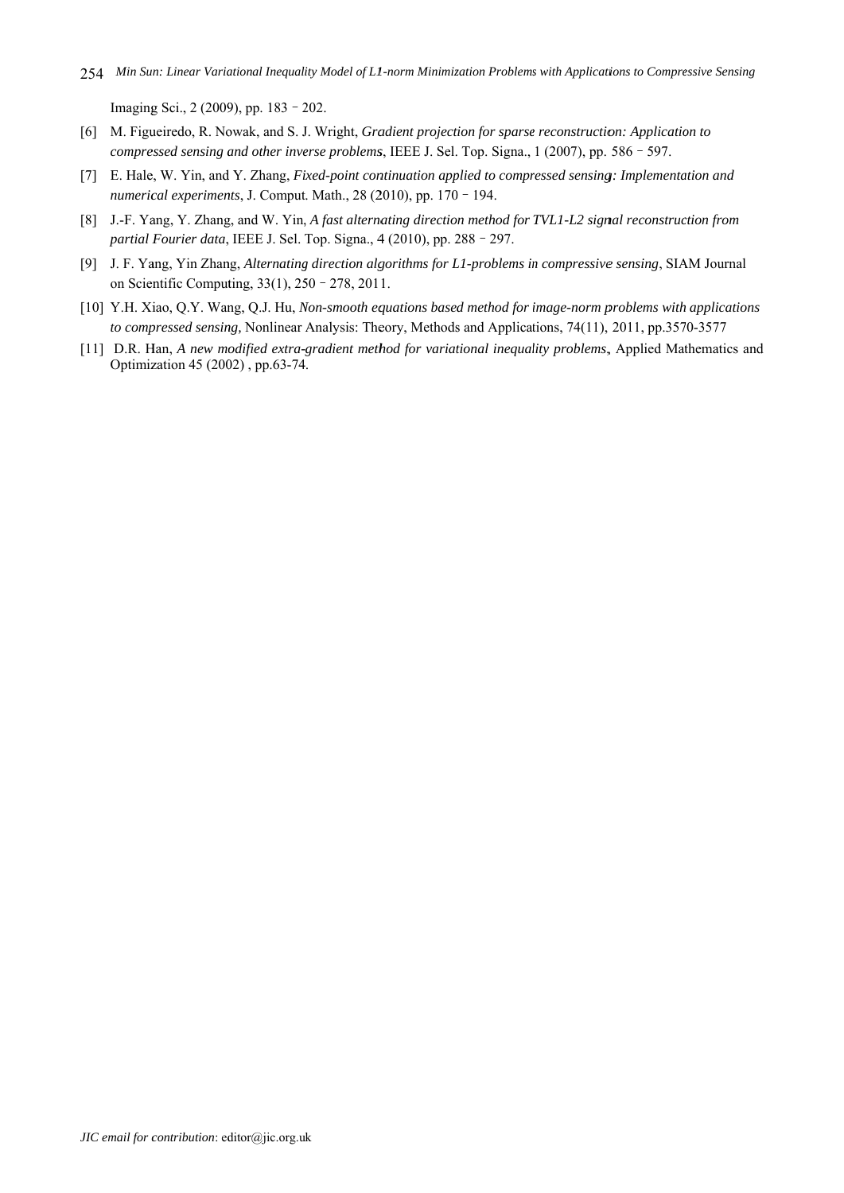Imaging Sci., 2 (2009), pp. 183 – 202.

[6] M. Figueiredo, R. Nowak, and S. J. Wright, *Gradient projection for sparse reconstruction: Application to compressed sensing and other inverse problems*, IEEE J. Sel. Top. Signa., 1 (2007), pp. 586 – 597.

[7] E. Hale, W. Yin, and Y. Zhang, *Fixed-point continuation applied to compressed sensing: Implementation and numerical experiments*, J. Comput. Math., 28 (2010), pp. 170 – 194.

[8] J.-F. Yang, Y. Zhang, and W. Yin, *A fast alternating direction method for TVL1-L2 signal reconstruction from partial Fourier data*, IEEE J. Sel. Top. Signa., 4 (2010), pp. 288 – 297.

[9] J. F. Yang, Yin Zhang, *Alternating direction algorithms for L1-problems in compressive sensing*, SIAM Journal on Scientific Computing, 33(1), 250 – 278, 2011.

[10] Y.H. Xiao, Q.Y. Wang, Q.J. Hu, *Non-smooth equations based method for image-norm problems with applications to compressed sensing,* Nonlinear Analysis: Theory, Methods and Applications, 74(11), 2011, pp.3570-3577

[11] D.R. Han, *A new modified extra-gradient method for variational inequality problems*, Applied Mathematics and Optimization 45 (2002) , pp.63-74.